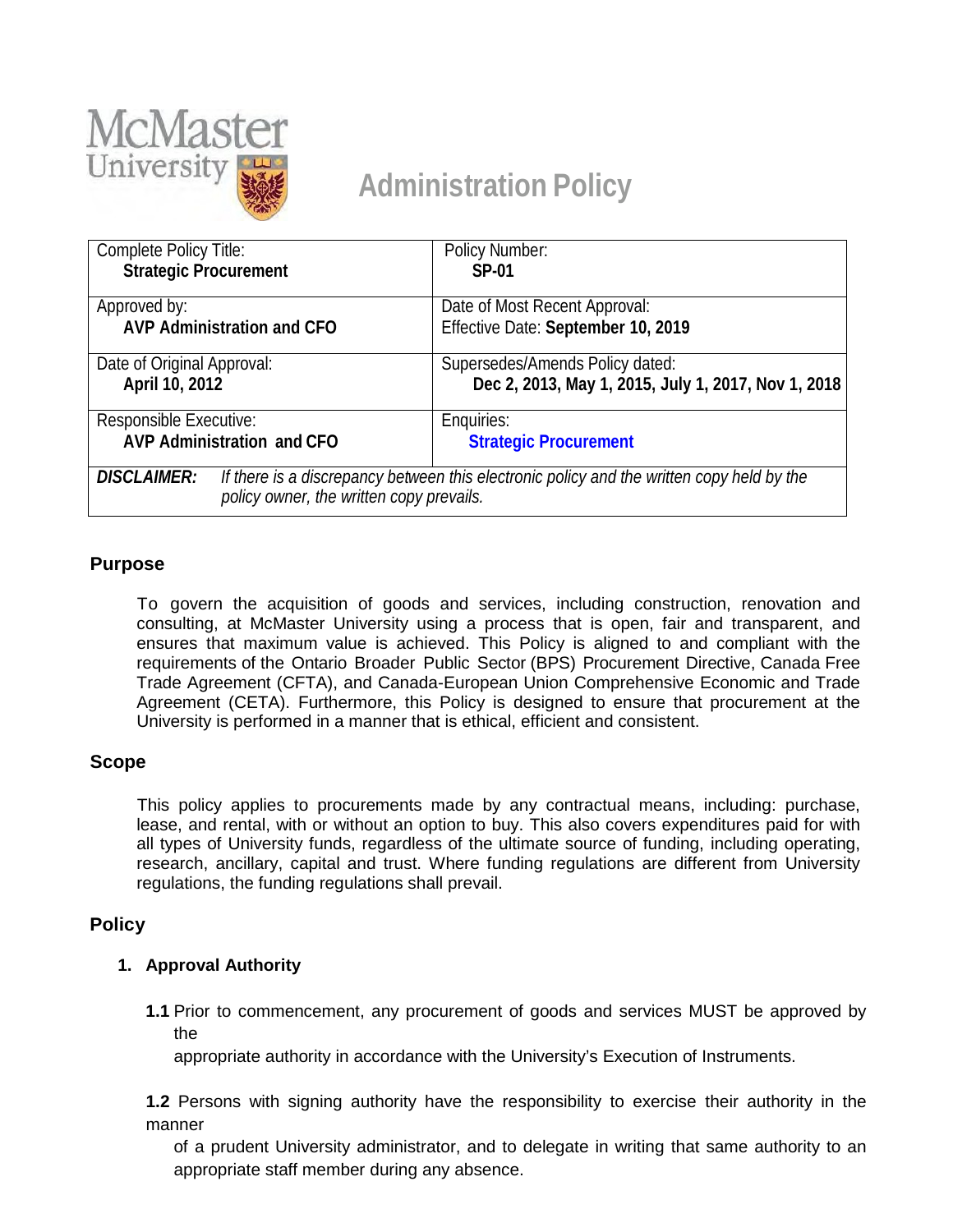McMaster University

# Administration Policy

| Complete Policy Title: **Strategic Procurement** | Policy Number: **SP-01** |
|---|---|
| Approved by: **AVP Administration and CFO** | Date of Most Recent Approval: Effective Date: **September 10, 2019** |
| Date of Original Approval: **April 10, 2012** | Supersedes/Amends Policy dated: **Dec 2, 2013, May 1, 2015, July 1, 2017, Nov 1, 2018** |
| Responsible Executive: **AVP Administration and CFO** | Enquiries: **Strategic Procurement** |
| ***DISCLAIMER:*** *If there is a discrepancy between this electronic policy and the written copy held by the policy owner, the written copy prevails.* | |

## Purpose

To govern the acquisition of goods and services, including construction, renovation and consulting, at McMaster University using a process that is open, fair and transparent, and ensures that maximum value is achieved. This Policy is aligned to and compliant with the requirements of the Ontario Broader Public Sector (BPS) Procurement Directive, Canada Free Trade Agreement (CFTA), and Canada-European Union Comprehensive Economic and Trade Agreement (CETA). Furthermore, this Policy is designed to ensure that procurement at the University is performed in a manner that is ethical, efficient and consistent.

## Scope

This policy applies to procurements made by any contractual means, including: purchase, lease, and rental, with or without an option to buy. This also covers expenditures paid for with all types of University funds, regardless of the ultimate source of funding, including operating, research, ancillary, capital and trust. Where funding regulations are different from University regulations, the funding regulations shall prevail.

## Policy

### 1. Approval Authority

**1.1** Prior to commencement, any procurement of goods and services MUST be approved by the appropriate authority in accordance with the University's Execution of Instruments.

**1.2** Persons with signing authority have the responsibility to exercise their authority in the manner of a prudent University administrator, and to delegate in writing that same authority to an appropriate staff member during any absence.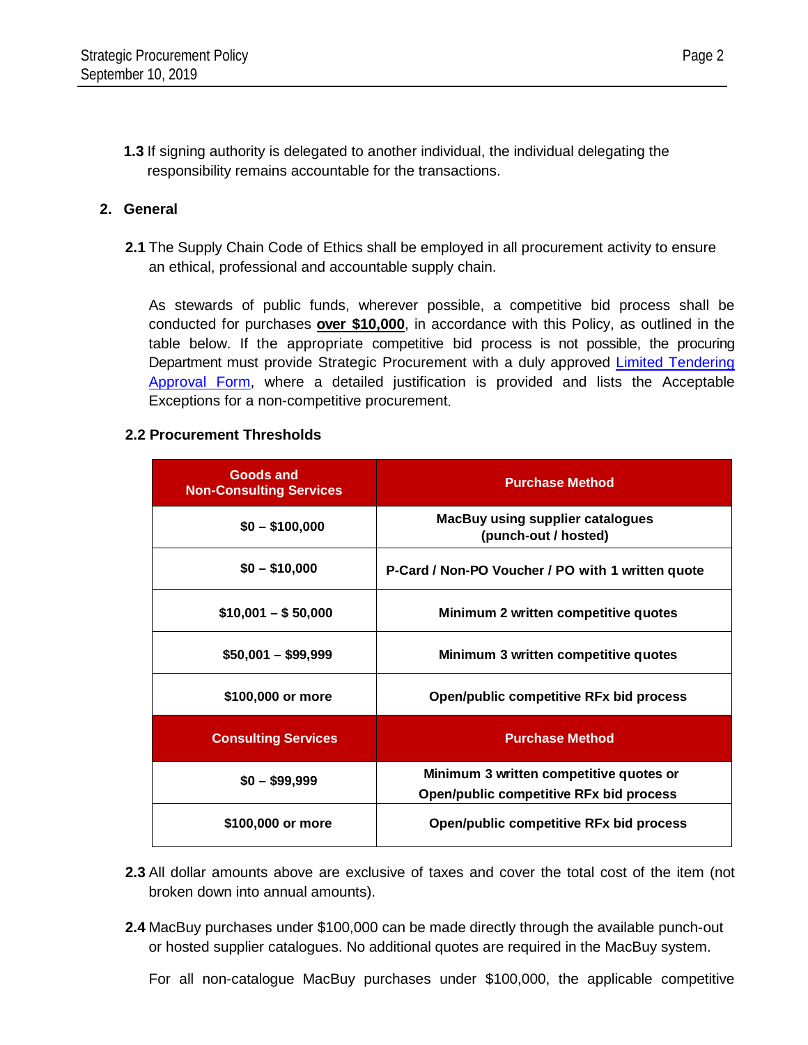**1.3** If signing authority is delegated to another individual, the individual delegating the responsibility remains accountable for the transactions.

## 2. General

**2.1** The Supply Chain Code of Ethics shall be employed in all procurement activity to ensure an ethical, professional and accountable supply chain.

As stewards of public funds, wherever possible, a competitive bid process shall be conducted for purchases **over $10,000**, in accordance with this Policy, as outlined in the table below. If the appropriate competitive bid process is not possible, the procuring Department must provide Strategic Procurement with a duly approved Limited Tendering Approval Form, where a detailed justification is provided and lists the Acceptable Exceptions for a non-competitive procurement.

### 2.2 Procurement Thresholds

| Goods and Non-Consulting Services | Purchase Method |
|---|---|
| $0 – $100,000 | MacBuy using supplier catalogues (punch-out / hosted) |
| $0 – $10,000 | P-Card / Non-PO Voucher / PO with 1 written quote |
| $10,001 – $ 50,000 | Minimum 2 written competitive quotes |
| $50,001 – $99,999 | Minimum 3 written competitive quotes |
| $100,000 or more | Open/public competitive RFx bid process |
| **Consulting Services** | **Purchase Method** |
| $0 – $99,999 | Minimum 3 written competitive quotes or Open/public competitive RFx bid process |
| $100,000 or more | Open/public competitive RFx bid process |

**2.3** All dollar amounts above are exclusive of taxes and cover the total cost of the item (not broken down into annual amounts).

**2.4** MacBuy purchases under $100,000 can be made directly through the available punch-out or hosted supplier catalogues. No additional quotes are required in the MacBuy system.

For all non-catalogue MacBuy purchases under $100,000, the applicable competitive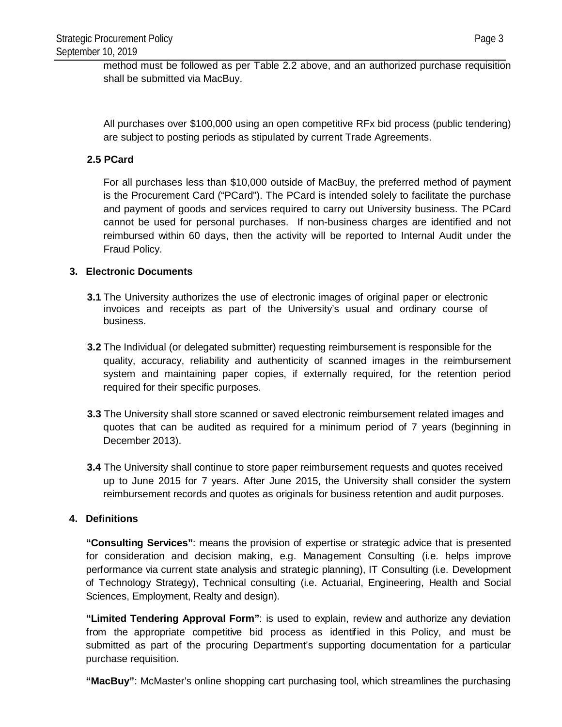method must be followed as per Table 2.2 above, and an authorized purchase requisition shall be submitted via MacBuy.

All purchases over $100,000 using an open competitive RFx bid process (public tendering) are subject to posting periods as stipulated by current Trade Agreements.

### 2.5 PCard

For all purchases less than $10,000 outside of MacBuy, the preferred method of payment is the Procurement Card ("PCard"). The PCard is intended solely to facilitate the purchase and payment of goods and services required to carry out University business. The PCard cannot be used for personal purchases. If non-business charges are identified and not reimbursed within 60 days, then the activity will be reported to Internal Audit under the Fraud Policy.

## 3. Electronic Documents

**3.1** The University authorizes the use of electronic images of original paper or electronic invoices and receipts as part of the University's usual and ordinary course of business.

**3.2** The Individual (or delegated submitter) requesting reimbursement is responsible for the quality, accuracy, reliability and authenticity of scanned images in the reimbursement system and maintaining paper copies, if externally required, for the retention period required for their specific purposes.

**3.3** The University shall store scanned or saved electronic reimbursement related images and quotes that can be audited as required for a minimum period of 7 years (beginning in December 2013).

**3.4** The University shall continue to store paper reimbursement requests and quotes received up to June 2015 for 7 years. After June 2015, the University shall consider the system reimbursement records and quotes as originals for business retention and audit purposes.

## 4. Definitions

**"Consulting Services"**: means the provision of expertise or strategic advice that is presented for consideration and decision making, e.g. Management Consulting (i.e. helps improve performance via current state analysis and strategic planning), IT Consulting (i.e. Development of Technology Strategy), Technical consulting (i.e. Actuarial, Engineering, Health and Social Sciences, Employment, Realty and design).

**"Limited Tendering Approval Form"**: is used to explain, review and authorize any deviation from the appropriate competitive bid process as identified in this Policy, and must be submitted as part of the procuring Department's supporting documentation for a particular purchase requisition.

**"MacBuy"**: McMaster's online shopping cart purchasing tool, which streamlines the purchasing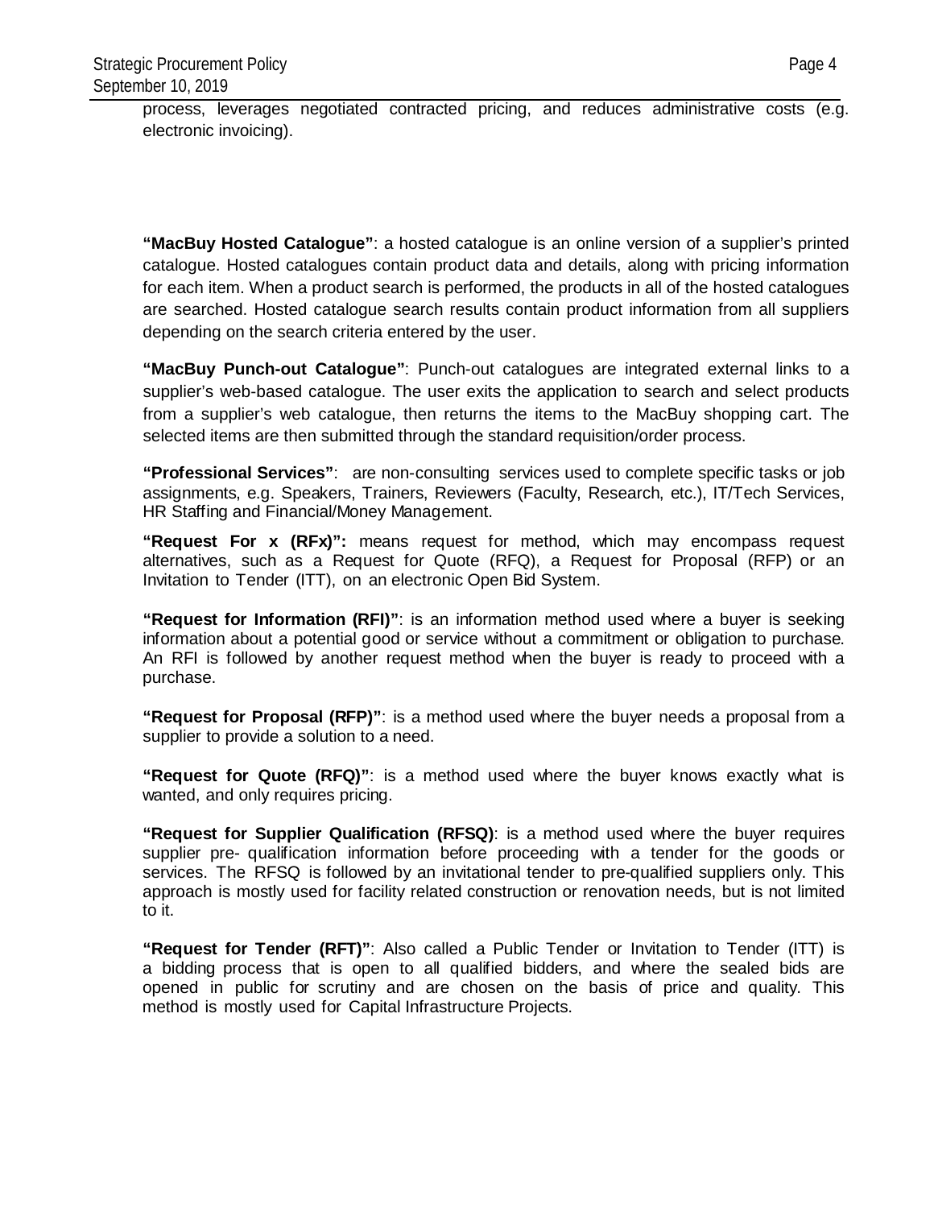process, leverages negotiated contracted pricing, and reduces administrative costs (e.g. electronic invoicing).

**"MacBuy Hosted Catalogue"**: a hosted catalogue is an online version of a supplier's printed catalogue. Hosted catalogues contain product data and details, along with pricing information for each item. When a product search is performed, the products in all of the hosted catalogues are searched. Hosted catalogue search results contain product information from all suppliers depending on the search criteria entered by the user.

**"MacBuy Punch-out Catalogue"**: Punch-out catalogues are integrated external links to a supplier's web-based catalogue. The user exits the application to search and select products from a supplier's web catalogue, then returns the items to the MacBuy shopping cart. The selected items are then submitted through the standard requisition/order process.

**"Professional Services"**: are non-consulting services used to complete specific tasks or job assignments, e.g. Speakers, Trainers, Reviewers (Faculty, Research, etc.), IT/Tech Services, HR Staffing and Financial/Money Management.

**"Request For x (RFx)":** means request for method, which may encompass request alternatives, such as a Request for Quote (RFQ), a Request for Proposal (RFP) or an Invitation to Tender (ITT), on an electronic Open Bid System.

**"Request for Information (RFI)"**: is an information method used where a buyer is seeking information about a potential good or service without a commitment or obligation to purchase. An RFI is followed by another request method when the buyer is ready to proceed with a purchase.

**"Request for Proposal (RFP)"**: is a method used where the buyer needs a proposal from a supplier to provide a solution to a need.

**"Request for Quote (RFQ)"**: is a method used where the buyer knows exactly what is wanted, and only requires pricing.

**"Request for Supplier Qualification (RFSQ)**: is a method used where the buyer requires supplier pre- qualification information before proceeding with a tender for the goods or services. The RFSQ is followed by an invitational tender to pre-qualified suppliers only. This approach is mostly used for facility related construction or renovation needs, but is not limited to it.

**"Request for Tender (RFT)"**: Also called a Public Tender or Invitation to Tender (ITT) is a bidding process that is open to all qualified bidders, and where the sealed bids are opened in public for scrutiny and are chosen on the basis of price and quality. This method is mostly used for Capital Infrastructure Projects.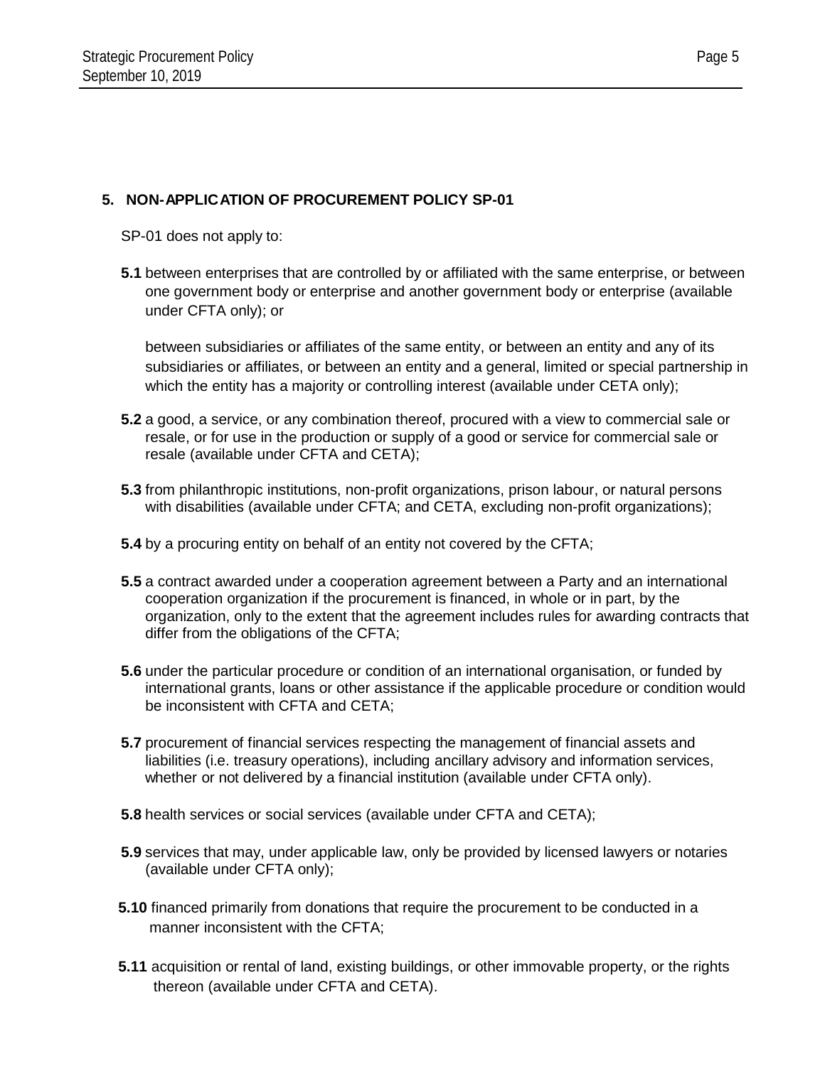## 5. NON-APPLICATION OF PROCUREMENT POLICY SP-01

SP-01 does not apply to:

**5.1** between enterprises that are controlled by or affiliated with the same enterprise, or between one government body or enterprise and another government body or enterprise (available under CFTA only); or

between subsidiaries or affiliates of the same entity, or between an entity and any of its subsidiaries or affiliates, or between an entity and a general, limited or special partnership in which the entity has a majority or controlling interest (available under CETA only);

**5.2** a good, a service, or any combination thereof, procured with a view to commercial sale or resale, or for use in the production or supply of a good or service for commercial sale or resale (available under CFTA and CETA);

**5.3** from philanthropic institutions, non-profit organizations, prison labour, or natural persons with disabilities (available under CFTA; and CETA, excluding non-profit organizations);

**5.4** by a procuring entity on behalf of an entity not covered by the CFTA;

**5.5** a contract awarded under a cooperation agreement between a Party and an international cooperation organization if the procurement is financed, in whole or in part, by the organization, only to the extent that the agreement includes rules for awarding contracts that differ from the obligations of the CFTA;

**5.6** under the particular procedure or condition of an international organisation, or funded by international grants, loans or other assistance if the applicable procedure or condition would be inconsistent with CFTA and CETA;

**5.7** procurement of financial services respecting the management of financial assets and liabilities (i.e. treasury operations), including ancillary advisory and information services, whether or not delivered by a financial institution (available under CFTA only).

**5.8** health services or social services (available under CFTA and CETA);

**5.9** services that may, under applicable law, only be provided by licensed lawyers or notaries (available under CFTA only);

**5.10** financed primarily from donations that require the procurement to be conducted in a manner inconsistent with the CFTA;

**5.11** acquisition or rental of land, existing buildings, or other immovable property, or the rights thereon (available under CFTA and CETA).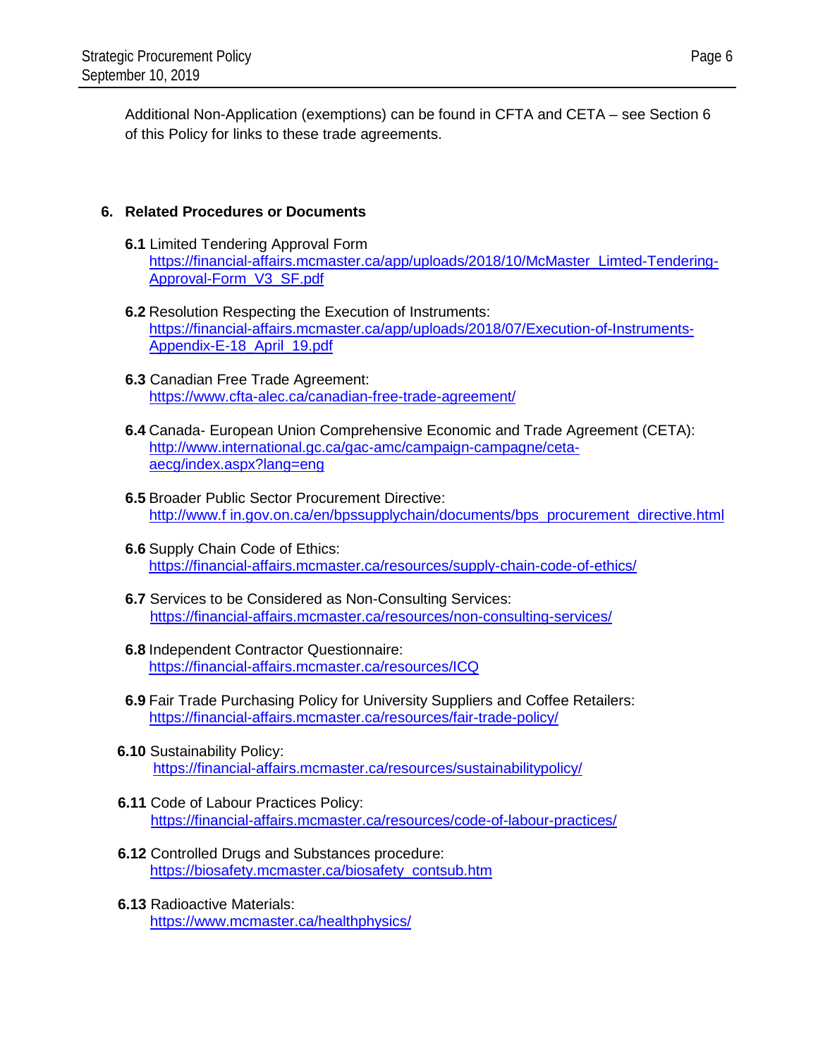Additional Non-Application (exemptions) can be found in CFTA and CETA – see Section 6 of this Policy for links to these trade agreements.

## 6. Related Procedures or Documents

**6.1** Limited Tendering Approval Form
https://financial-affairs.mcmaster.ca/app/uploads/2018/10/McMaster_Limted-Tendering-Approval-Form_V3_SF.pdf

**6.2** Resolution Respecting the Execution of Instruments:
https://financial-affairs.mcmaster.ca/app/uploads/2018/07/Execution-of-Instruments-Appendix-E-18_April_19.pdf

**6.3** Canadian Free Trade Agreement:
https://www.cfta-alec.ca/canadian-free-trade-agreement/

**6.4** Canada- European Union Comprehensive Economic and Trade Agreement (CETA):
http://www.international.gc.ca/gac-amc/campaign-campagne/ceta-aecg/index.aspx?lang=eng

**6.5** Broader Public Sector Procurement Directive:
http://www.f in.gov.on.ca/en/bpssupplychain/documents/bps_procurement_directive.html

**6.6** Supply Chain Code of Ethics:
https://financial-affairs.mcmaster.ca/resources/supply-chain-code-of-ethics/

**6.7** Services to be Considered as Non-Consulting Services:
https://financial-affairs.mcmaster.ca/resources/non-consulting-services/

**6.8** Independent Contractor Questionnaire:
https://financial-affairs.mcmaster.ca/resources/ICQ

**6.9** Fair Trade Purchasing Policy for University Suppliers and Coffee Retailers:
https://financial-affairs.mcmaster.ca/resources/fair-trade-policy/

**6.10** Sustainability Policy:
https://financial-affairs.mcmaster.ca/resources/sustainabilitypolicy/

**6.11** Code of Labour Practices Policy:
https://financial-affairs.mcmaster.ca/resources/code-of-labour-practices/

**6.12** Controlled Drugs and Substances procedure:
https://biosafety.mcmaster.ca/biosafety_contsub.htm

**6.13** Radioactive Materials:
https://www.mcmaster.ca/healthphysics/